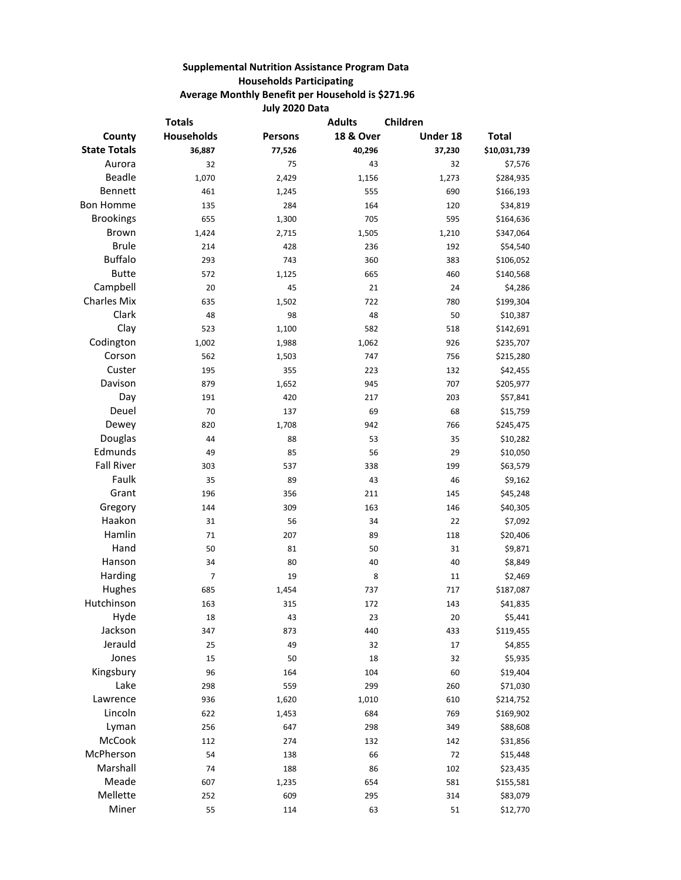**Supplemental Nutrition Assistance Program Data**

**Households Participating**

**Average Monthly Benefit per Household is $271.96**

**July 2020 Data**

| County | Totals Households | Persons | Adults 18 & Over | Children Under 18 | Total |
|---|---|---|---|---|---|
| **State Totals** | **36,887** | **77,526** | **40,296** | **37,230** | **$10,031,739** |
| Aurora | 32 | 75 | 43 | 32 | $7,576 |
| Beadle | 1,070 | 2,429 | 1,156 | 1,273 | $284,935 |
| Bennett | 461 | 1,245 | 555 | 690 | $166,193 |
| Bon Homme | 135 | 284 | 164 | 120 | $34,819 |
| Brookings | 655 | 1,300 | 705 | 595 | $164,636 |
| Brown | 1,424 | 2,715 | 1,505 | 1,210 | $347,064 |
| Brule | 214 | 428 | 236 | 192 | $54,540 |
| Buffalo | 293 | 743 | 360 | 383 | $106,052 |
| Butte | 572 | 1,125 | 665 | 460 | $140,568 |
| Campbell | 20 | 45 | 21 | 24 | $4,286 |
| Charles Mix | 635 | 1,502 | 722 | 780 | $199,304 |
| Clark | 48 | 98 | 48 | 50 | $10,387 |
| Clay | 523 | 1,100 | 582 | 518 | $142,691 |
| Codington | 1,002 | 1,988 | 1,062 | 926 | $235,707 |
| Corson | 562 | 1,503 | 747 | 756 | $215,280 |
| Custer | 195 | 355 | 223 | 132 | $42,455 |
| Davison | 879 | 1,652 | 945 | 707 | $205,977 |
| Day | 191 | 420 | 217 | 203 | $57,841 |
| Deuel | 70 | 137 | 69 | 68 | $15,759 |
| Dewey | 820 | 1,708 | 942 | 766 | $245,475 |
| Douglas | 44 | 88 | 53 | 35 | $10,282 |
| Edmunds | 49 | 85 | 56 | 29 | $10,050 |
| Fall River | 303 | 537 | 338 | 199 | $63,579 |
| Faulk | 35 | 89 | 43 | 46 | $9,162 |
| Grant | 196 | 356 | 211 | 145 | $45,248 |
| Gregory | 144 | 309 | 163 | 146 | $40,305 |
| Haakon | 31 | 56 | 34 | 22 | $7,092 |
| Hamlin | 71 | 207 | 89 | 118 | $20,406 |
| Hand | 50 | 81 | 50 | 31 | $9,871 |
| Hanson | 34 | 80 | 40 | 40 | $8,849 |
| Harding | 7 | 19 | 8 | 11 | $2,469 |
| Hughes | 685 | 1,454 | 737 | 717 | $187,087 |
| Hutchinson | 163 | 315 | 172 | 143 | $41,835 |
| Hyde | 18 | 43 | 23 | 20 | $5,441 |
| Jackson | 347 | 873 | 440 | 433 | $119,455 |
| Jerauld | 25 | 49 | 32 | 17 | $4,855 |
| Jones | 15 | 50 | 18 | 32 | $5,935 |
| Kingsbury | 96 | 164 | 104 | 60 | $19,404 |
| Lake | 298 | 559 | 299 | 260 | $71,030 |
| Lawrence | 936 | 1,620 | 1,010 | 610 | $214,752 |
| Lincoln | 622 | 1,453 | 684 | 769 | $169,902 |
| Lyman | 256 | 647 | 298 | 349 | $88,608 |
| McCook | 112 | 274 | 132 | 142 | $31,856 |
| McPherson | 54 | 138 | 66 | 72 | $15,448 |
| Marshall | 74 | 188 | 86 | 102 | $23,435 |
| Meade | 607 | 1,235 | 654 | 581 | $155,581 |
| Mellette | 252 | 609 | 295 | 314 | $83,079 |
| Miner | 55 | 114 | 63 | 51 | $12,770 |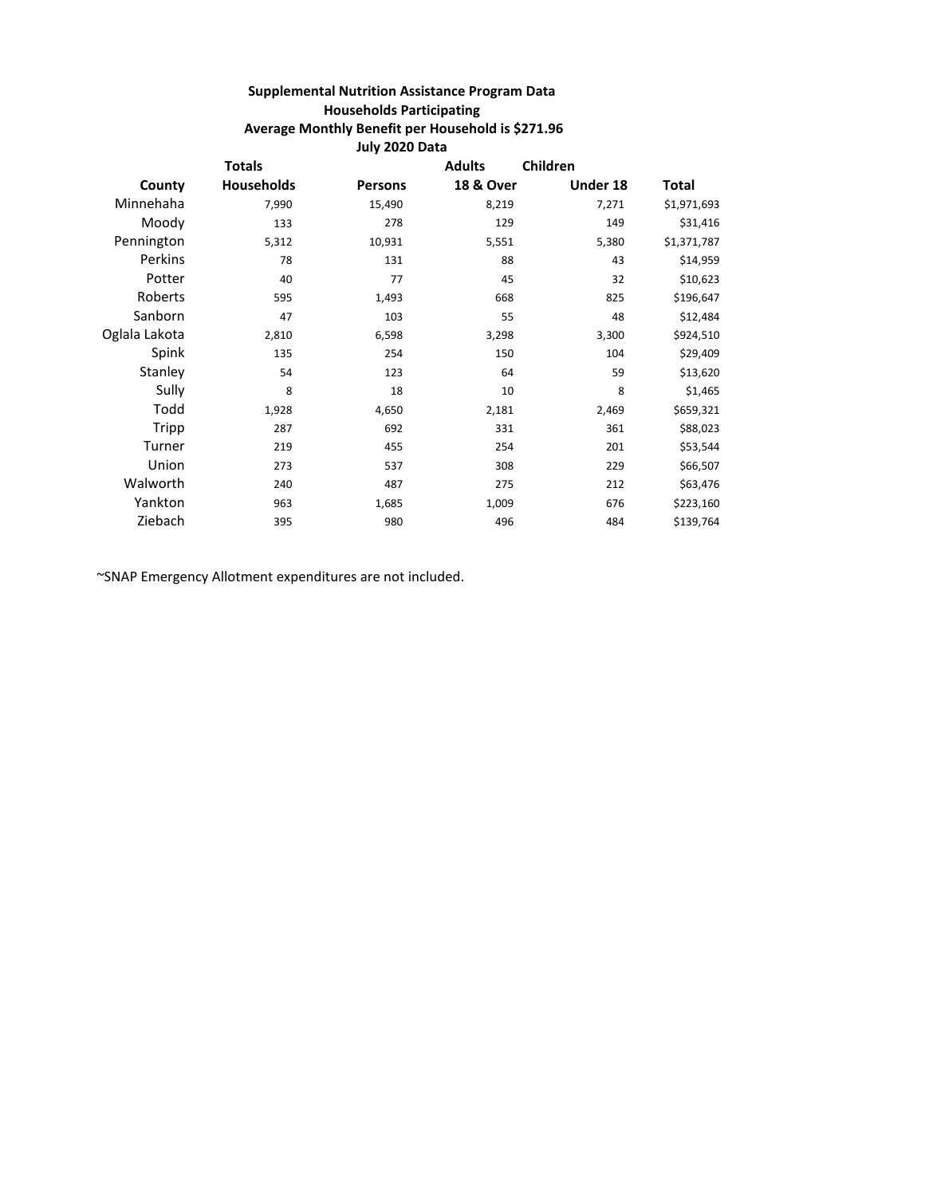**Supplemental Nutrition Assistance Program Data**
**Households Participating**
**Average Monthly Benefit per Household is $271.96**
**July 2020 Data**

| | Totals | | Adults | Children | |
|---|---|---|---|---|---|
| **County** | **Households** | **Persons** | **18 & Over** | **Under 18** | **Total** |
| Minnehaha | 7,990 | 15,490 | 8,219 | 7,271 | $1,971,693 |
| Moody | 133 | 278 | 129 | 149 | $31,416 |
| Pennington | 5,312 | 10,931 | 5,551 | 5,380 | $1,371,787 |
| Perkins | 78 | 131 | 88 | 43 | $14,959 |
| Potter | 40 | 77 | 45 | 32 | $10,623 |
| Roberts | 595 | 1,493 | 668 | 825 | $196,647 |
| Sanborn | 47 | 103 | 55 | 48 | $12,484 |
| Oglala Lakota | 2,810 | 6,598 | 3,298 | 3,300 | $924,510 |
| Spink | 135 | 254 | 150 | 104 | $29,409 |
| Stanley | 54 | 123 | 64 | 59 | $13,620 |
| Sully | 8 | 18 | 10 | 8 | $1,465 |
| Todd | 1,928 | 4,650 | 2,181 | 2,469 | $659,321 |
| Tripp | 287 | 692 | 331 | 361 | $88,023 |
| Turner | 219 | 455 | 254 | 201 | $53,544 |
| Union | 273 | 537 | 308 | 229 | $66,507 |
| Walworth | 240 | 487 | 275 | 212 | $63,476 |
| Yankton | 963 | 1,685 | 1,009 | 676 | $223,160 |
| Ziebach | 395 | 980 | 496 | 484 | $139,764 |

~SNAP Emergency Allotment expenditures are not included.